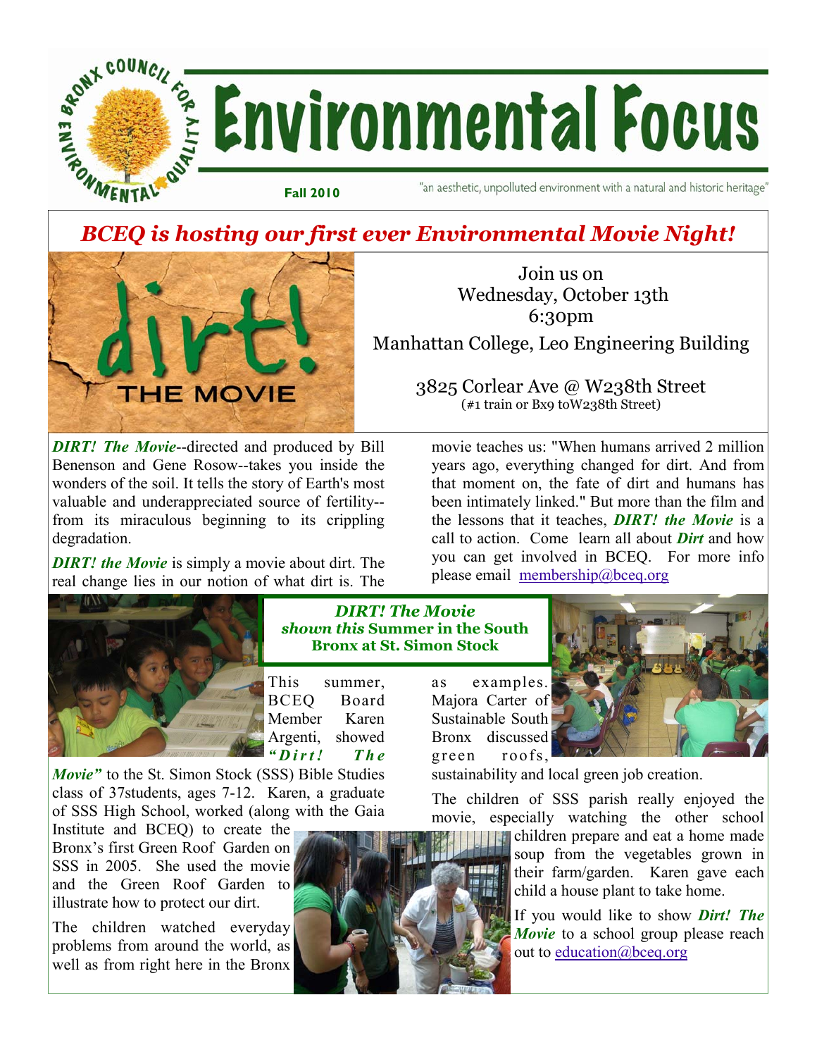# Environmental Focus

**Fall 2010**

"an aesthetic, unpolluted environment with a natural and historic heritage"

## *BCEQ is hosting our first ever Environmental Movie Night!*

Join us on
Wednesday, October 13th
6:30pm
Manhattan College, Leo Engineering Building

3825 Corlear Ave @ W238th Street
(#1 train or Bx9 toW238th Street)

***DIRT! The Movie***--directed and produced by Bill Benenson and Gene Rosow--takes you inside the wonders of the soil. It tells the story of Earth's most valuable and underappreciated source of fertility--from its miraculous beginning to its crippling degradation.

***DIRT! the Movie*** is simply a movie about dirt. The real change lies in our notion of what dirt is. The movie teaches us: "When humans arrived 2 million years ago, everything changed for dirt. And from that moment on, the fate of dirt and humans has been intimately linked." But more than the film and the lessons that it teaches, ***DIRT! the Movie*** is a call to action. Come learn all about ***Dirt*** and how you can get involved in BCEQ. For more info please email membership@bceq.org

### *DIRT! The Movie* *shown this* Summer in the South Bronx at St. Simon Stock

This summer, BCEQ Board Member Karen Argenti, showed ***"Dirt! The Movie"*** to the St. Simon Stock (SSS) Bible Studies class of 37students, ages 7-12. Karen, a graduate of SSS High School, worked (along with the Gaia Institute and BCEQ) to create the Bronx's first Green Roof Garden on SSS in 2005. She used the movie and the Green Roof Garden to illustrate how to protect our dirt.

The children watched everyday problems from around the world, as well as from right here in the Bronx as examples. Majora Carter of Sustainable South Bronx discussed green roofs, sustainability and local green job creation.

The children of SSS parish really enjoyed the movie, especially watching the other school children prepare and eat a home made soup from the vegetables grown in their farm/garden. Karen gave each child a house plant to take home.

If you would like to show ***Dirt! The Movie*** to a school group please reach out to education@bceq.org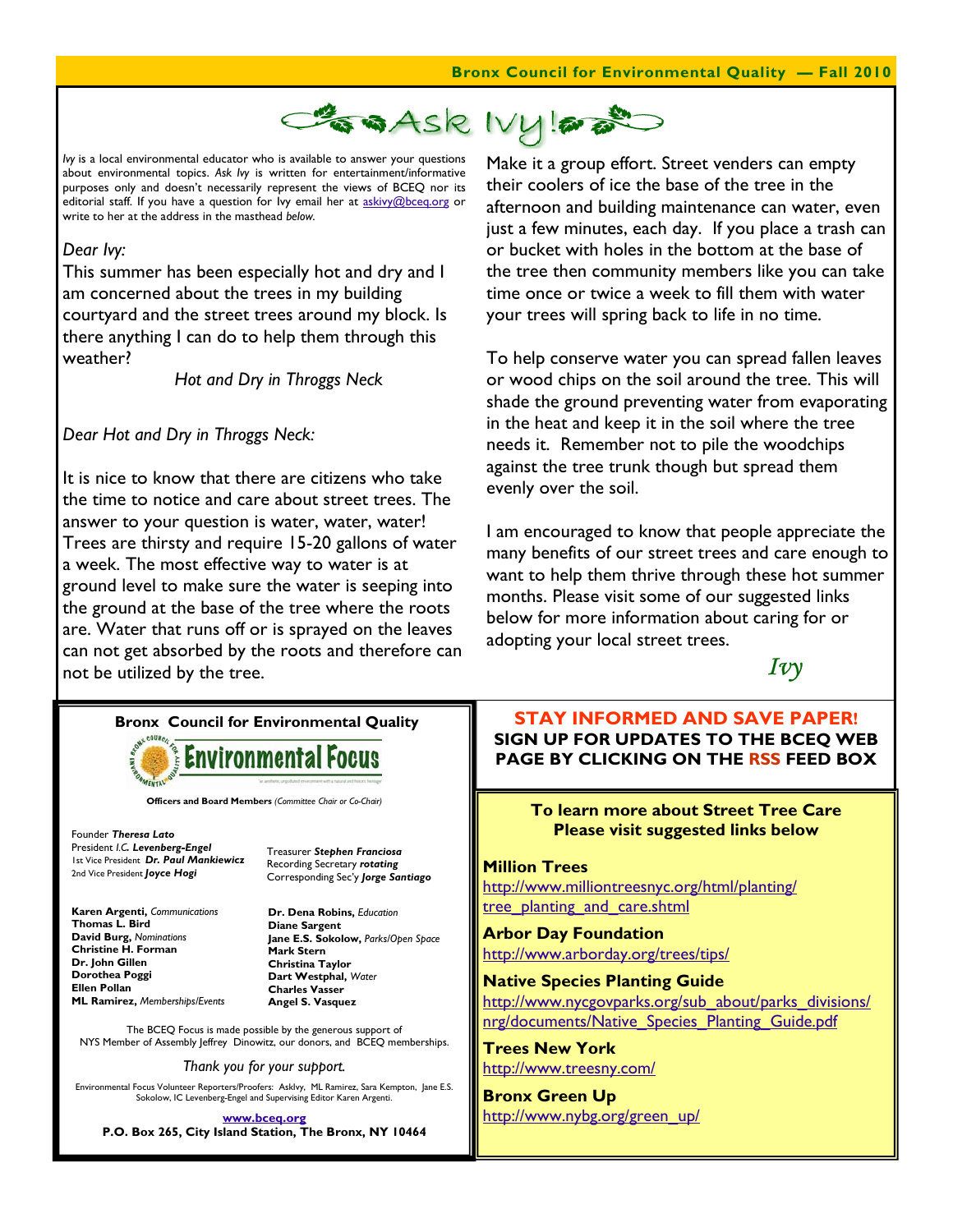# Ask Ivy!

*Ivy* is a local environmental educator who is available to answer your questions about environmental topics. *Ask Ivy* is written for entertainment/informative purposes only and doesn't necessarily represent the views of BCEQ nor its editorial staff. If you have a question for Ivy email her at askivy@bceq.org or write to her at the address in the masthead *below.*

*Dear Ivy:*

This summer has been especially hot and dry and I am concerned about the trees in my building courtyard and the street trees around my block. Is there anything I can do to help them through this weather?

*Hot and Dry in Throggs Neck*

*Dear Hot and Dry in Throggs Neck:*

It is nice to know that there are citizens who take the time to notice and care about street trees. The answer to your question is water, water, water! Trees are thirsty and require 15-20 gallons of water a week. The most effective way to water is at ground level to make sure the water is seeping into the ground at the base of the tree where the roots are. Water that runs off or is sprayed on the leaves can not get absorbed by the roots and therefore can not be utilized by the tree.

Make it a group effort. Street venders can empty their coolers of ice the base of the tree in the afternoon and building maintenance can water, even just a few minutes, each day. If you place a trash can or bucket with holes in the bottom at the base of the tree then community members like you can take time once or twice a week to fill them with water your trees will spring back to life in no time.

To help conserve water you can spread fallen leaves or wood chips on the soil around the tree. This will shade the ground preventing water from evaporating in the heat and keep it in the soil where the tree needs it. Remember not to pile the woodchips against the tree trunk though but spread them evenly over the soil.

I am encouraged to know that people appreciate the many benefits of our street trees and care enough to want to help them thrive through these hot summer months. Please visit some of our suggested links below for more information about caring for or adopting your local street trees.

*Ivy*

---

**Bronx Council for Environmental Quality**

**Environmental Focus**

**Officers and Board Members** *(Committee Chair or Co-Chair)*

Founder ***Theresa Lato***
President ***I.C. Levenberg-Engel***
1st Vice President ***Dr. Paul Mankiewicz***
2nd Vice President ***Joyce Hogi***

Treasurer ***Stephen Franciosa***
Recording Secretary ***rotating***
Corresponding Sec'y ***Jorge Santiago***

**Karen Argenti,** *Communications*
**Thomas L. Bird**
**David Burg,** *Nominations*
**Christine H. Forman**
**Dr. John Gillen**
**Dorothea Poggi**
**Ellen Pollan**
**ML Ramirez,** *Memberships/Events*

**Dr. Dena Robins,** *Education*
**Diane Sargent**
**Jane E.S. Sokolow,** *Parks/Open Space*
**Mark Stern**
**Christina Taylor**
**Dart Westphal,** *Water*
**Charles Vasser**
**Angel S. Vasquez**

The BCEQ Focus is made possible by the generous support of NYS Member of Assembly Jeffrey Dinowitz, our donors, and BCEQ memberships.

*Thank you for your support.*

Environmental Focus Volunteer Reporters/Proofers: AskIvy, ML Ramirez, Sara Kempton, Jane E.S. Sokolow, IC Levenberg-Engel and Supervising Editor Karen Argenti.

www.bceq.org
**P.O. Box 265, City Island Station, The Bronx, NY 10464**

---

**STAY INFORMED AND SAVE PAPER!**
**SIGN UP FOR UPDATES TO THE BCEQ WEB PAGE BY CLICKING ON THE RSS FEED BOX**

---

**To learn more about Street Tree Care Please visit suggested links below**

**Million Trees**
http://www.milliontreesnyc.org/html/planting/tree_planting_and_care.shtml

**Arbor Day Foundation**
http://www.arborday.org/trees/tips/

**Native Species Planting Guide**
http://www.nycgovparks.org/sub_about/parks_divisions/nrg/documents/Native_Species_Planting_Guide.pdf

**Trees New York**
http://www.treesny.com/

**Bronx Green Up**
http://www.nybg.org/green_up/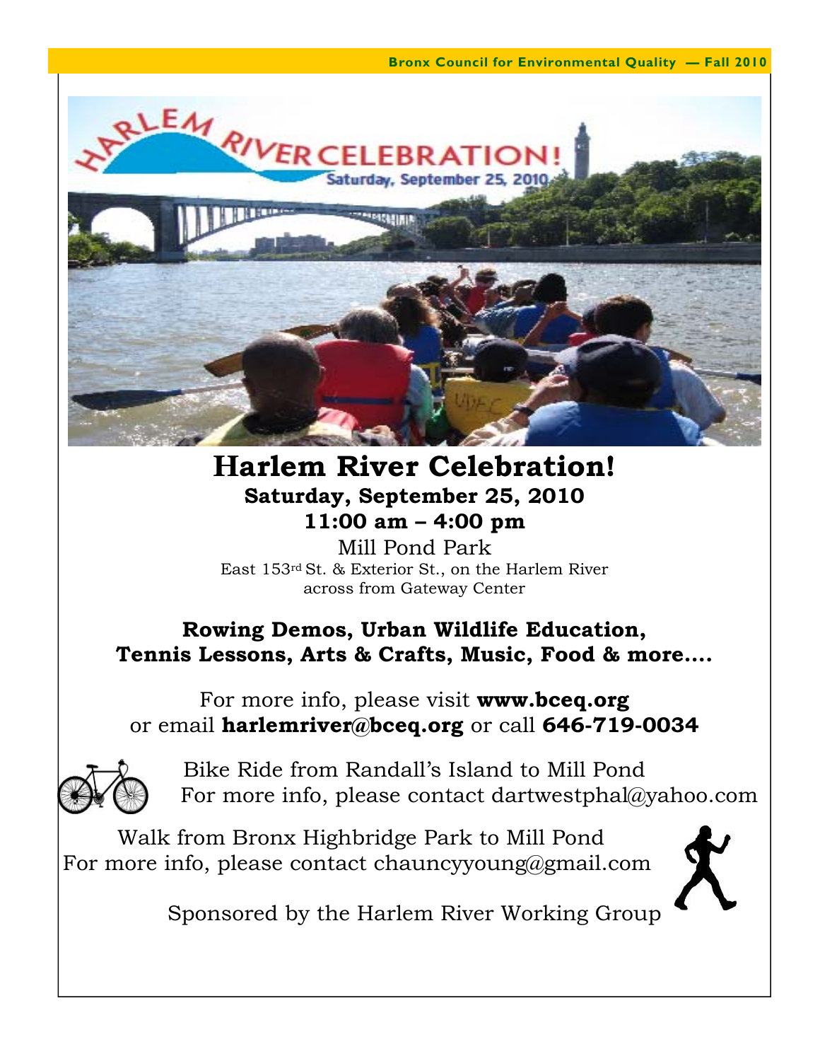# Harlem River Celebration!

## Saturday, September 25, 2010
## 11:00 am – 4:00 pm

Mill Pond Park
East 153rd St. & Exterior St., on the Harlem River
across from Gateway Center

**Rowing Demos, Urban Wildlife Education, Tennis Lessons, Arts & Crafts, Music, Food & more….**

For more info, please visit **www.bceq.org** or email **harlemriver@bceq.org** or call **646-719-0034**

Bike Ride from Randall's Island to Mill Pond
For more info, please contact dartwestphal@yahoo.com

Walk from Bronx Highbridge Park to Mill Pond
For more info, please contact chauncyyoung@gmail.com

Sponsored by the Harlem River Working Group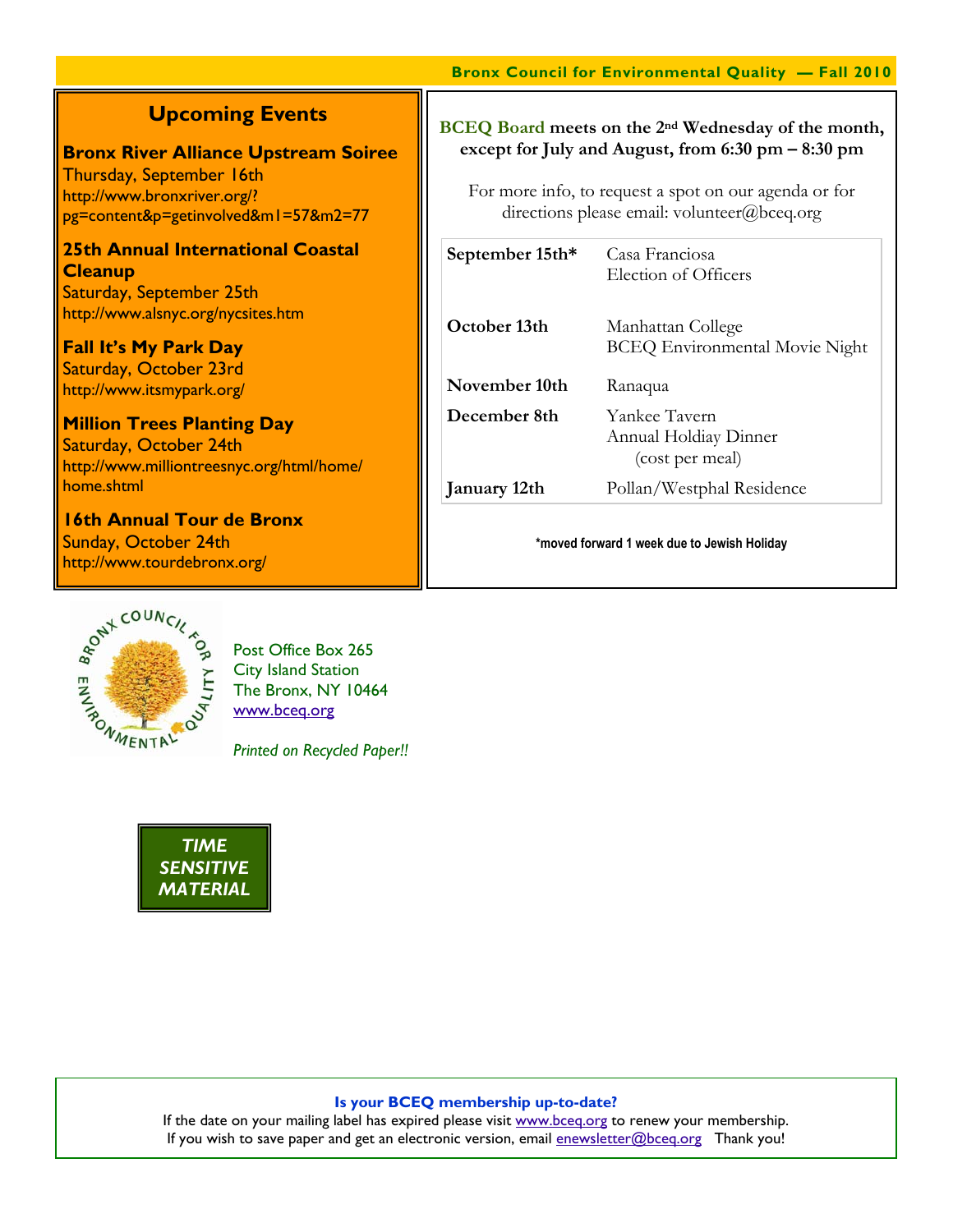## Upcoming Events

**Bronx River Alliance Upstream Soiree**
Thursday, September 16th
http://www.bronxriver.org/?pg=content&p=getinvolved&m1=57&m2=77

**25th Annual International Coastal Cleanup**
Saturday, September 25th
http://www.alsnyc.org/nycsites.htm

**Fall It's My Park Day**
Saturday, October 23rd
http://www.itsmypark.org/

**Million Trees Planting Day**
Saturday, October 24th
http://www.milliontreesnyc.org/html/home/home.shtml

**16th Annual Tour de Bronx**
Sunday, October 24th
http://www.tourdebronx.org/

**BCEQ Board meets on the 2nd Wednesday of the month, except for July and August, from 6:30 pm – 8:30 pm**

For more info, to request a spot on our agenda or for directions please email: volunteer@bceq.org

| | |
|---|---|
| **September 15th*** | Casa Franciosa<br>Election of Officers |
| **October 13th** | Manhattan College<br>BCEQ Environmental Movie Night |
| **November 10th** | Ranaqua |
| **December 8th** | Yankee Tavern<br>Annual Holdiay Dinner<br>(cost per meal) |
| **January 12th** | Pollan/Westphal Residence |

***moved forward 1 week due to Jewish Holiday**

Post Office Box 265
City Island Station
The Bronx, NY 10464
www.bceq.org

*Printed on Recycled Paper!!*

***TIME SENSITIVE MATERIAL***

**Is your BCEQ membership up-to-date?**
If the date on your mailing label has expired please visit www.bceq.org to renew your membership.
If you wish to save paper and get an electronic version, email enewsletter@bceq.org Thank you!